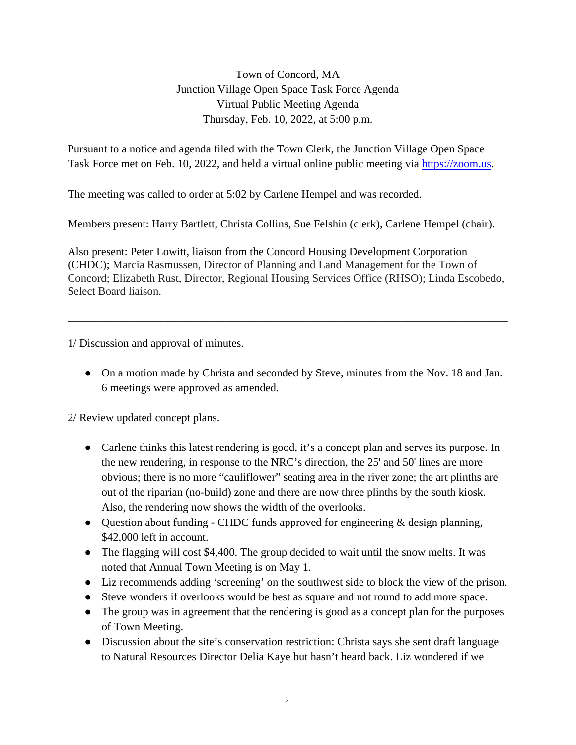Town of Concord, MA
Junction Village Open Space Task Force Agenda
Virtual Public Meeting Agenda
Thursday, Feb. 10, 2022, at 5:00 p.m.

Pursuant to a notice and agenda filed with the Town Clerk, the Junction Village Open Space Task Force met on Feb. 10, 2022, and held a virtual online public meeting via [https://zoom.us](https://zoom.us).

The meeting was called to order at 5:02 by Carlene Hempel and was recorded.

Members present: Harry Bartlett, Christa Collins, Sue Felshin (clerk), Carlene Hempel (chair).

Also present: Peter Lowitt, liaison from the Concord Housing Development Corporation (CHDC); Marcia Rasmussen, Director of Planning and Land Management for the Town of Concord; Elizabeth Rust, Director, Regional Housing Services Office (RHSO); Linda Escobedo, Select Board liaison.

---

1/ Discussion and approval of minutes.

- On a motion made by Christa and seconded by Steve, minutes from the Nov. 18 and Jan. 6 meetings were approved as amended.

2/ Review updated concept plans.

- Carlene thinks this latest rendering is good, it's a concept plan and serves its purpose. In the new rendering, in response to the NRC's direction, the 25' and 50' lines are more obvious; there is no more "cauliflower" seating area in the river zone; the art plinths are out of the riparian (no-build) zone and there are now three plinths by the south kiosk. Also, the rendering now shows the width of the overlooks.
- Question about funding - CHDC funds approved for engineering & design planning, $42,000 left in account.
- The flagging will cost $4,400. The group decided to wait until the snow melts. It was noted that Annual Town Meeting is on May 1.
- Liz recommends adding 'screening' on the southwest side to block the view of the prison.
- Steve wonders if overlooks would be best as square and not round to add more space.
- The group was in agreement that the rendering is good as a concept plan for the purposes of Town Meeting.
- Discussion about the site's conservation restriction: Christa says she sent draft language to Natural Resources Director Delia Kaye but hasn't heard back. Liz wondered if we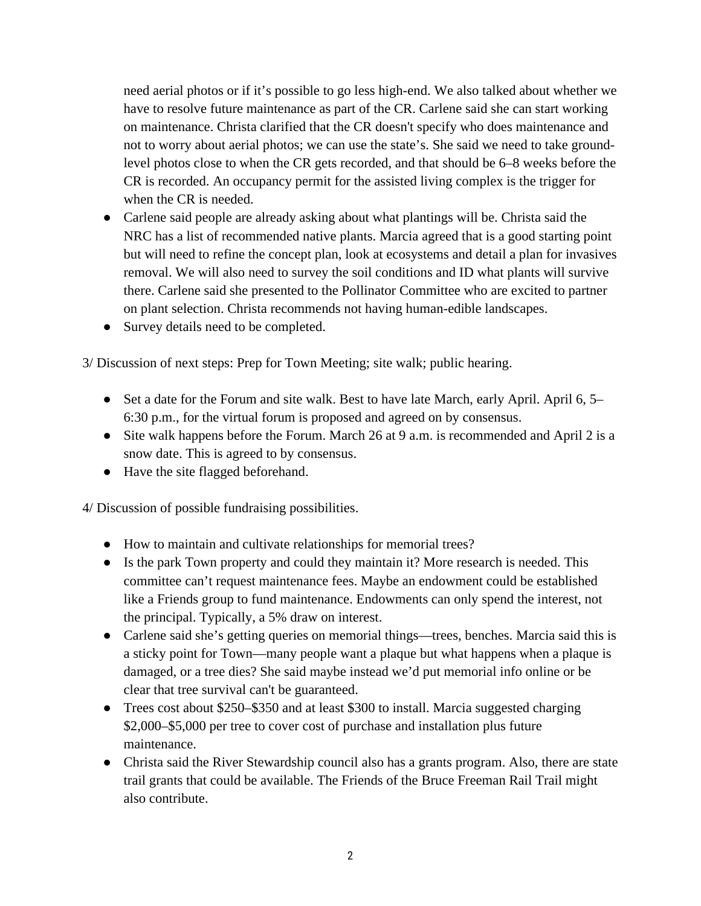need aerial photos or if it's possible to go less high-end. We also talked about whether we have to resolve future maintenance as part of the CR. Carlene said she can start working on maintenance. Christa clarified that the CR doesn't specify who does maintenance and not to worry about aerial photos; we can use the state's. She said we need to take ground-level photos close to when the CR gets recorded, and that should be 6–8 weeks before the CR is recorded. An occupancy permit for the assisted living complex is the trigger for when the CR is needed.

- Carlene said people are already asking about what plantings will be. Christa said the NRC has a list of recommended native plants. Marcia agreed that is a good starting point but will need to refine the concept plan, look at ecosystems and detail a plan for invasives removal. We will also need to survey the soil conditions and ID what plants will survive there. Carlene said she presented to the Pollinator Committee who are excited to partner on plant selection. Christa recommends not having human-edible landscapes.
- Survey details need to be completed.

3/ Discussion of next steps: Prep for Town Meeting; site walk; public hearing.

- Set a date for the Forum and site walk. Best to have late March, early April. April 6, 5–6:30 p.m., for the virtual forum is proposed and agreed on by consensus.
- Site walk happens before the Forum. March 26 at 9 a.m. is recommended and April 2 is a snow date. This is agreed to by consensus.
- Have the site flagged beforehand.

4/ Discussion of possible fundraising possibilities.

- How to maintain and cultivate relationships for memorial trees?
- Is the park Town property and could they maintain it? More research is needed. This committee can't request maintenance fees. Maybe an endowment could be established like a Friends group to fund maintenance. Endowments can only spend the interest, not the principal. Typically, a 5% draw on interest.
- Carlene said she's getting queries on memorial things—trees, benches. Marcia said this is a sticky point for Town—many people want a plaque but what happens when a plaque is damaged, or a tree dies? She said maybe instead we'd put memorial info online or be clear that tree survival can't be guaranteed.
- Trees cost about $250–$350 and at least $300 to install. Marcia suggested charging $2,000–$5,000 per tree to cover cost of purchase and installation plus future maintenance.
- Christa said the River Stewardship council also has a grants program. Also, there are state trail grants that could be available. The Friends of the Bruce Freeman Rail Trail might also contribute.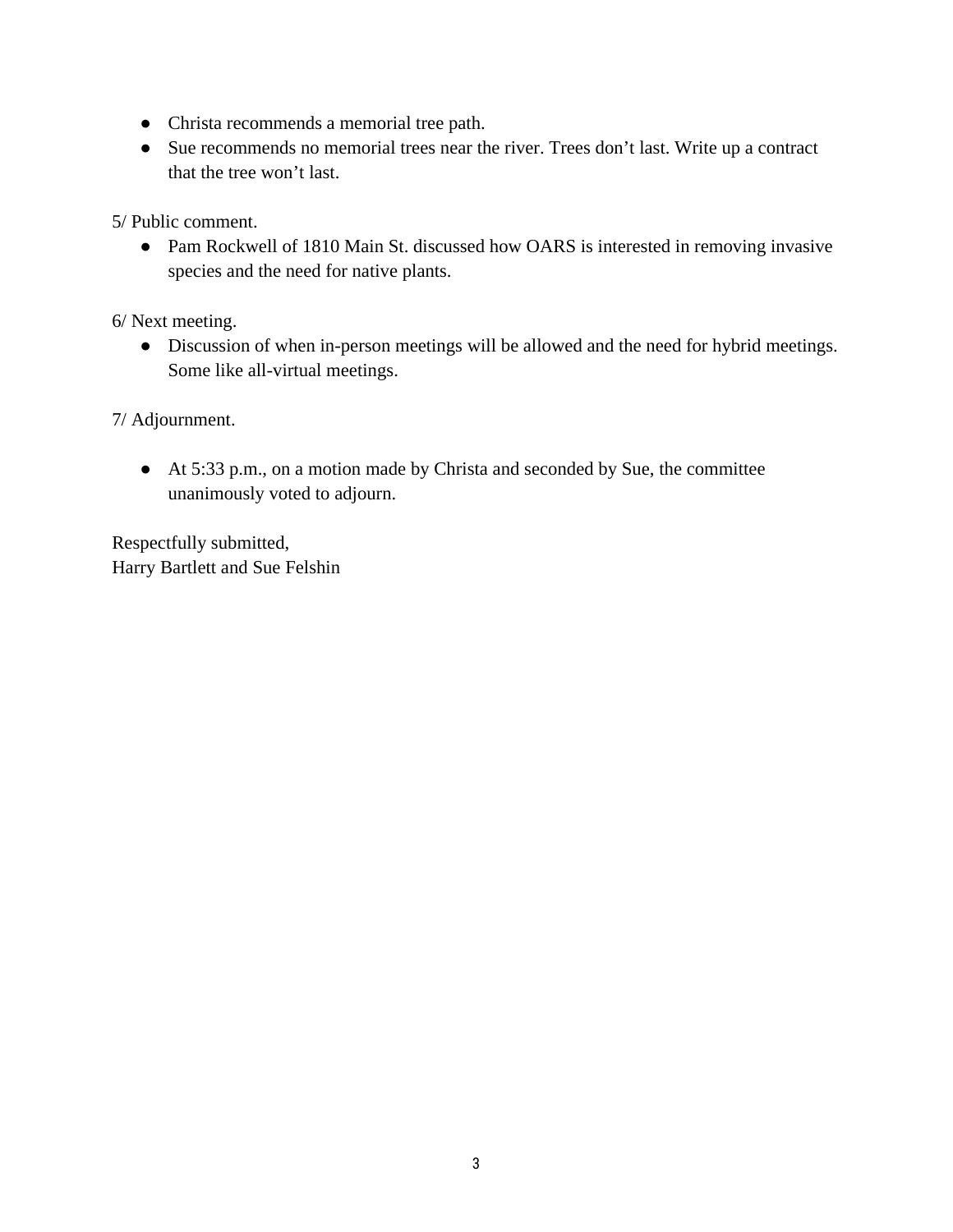- Christa recommends a memorial tree path.
- Sue recommends no memorial trees near the river. Trees don't last. Write up a contract that the tree won't last.

5/ Public comment.

- Pam Rockwell of 1810 Main St. discussed how OARS is interested in removing invasive species and the need for native plants.

6/ Next meeting.

- Discussion of when in-person meetings will be allowed and the need for hybrid meetings. Some like all-virtual meetings.

7/ Adjournment.

- At 5:33 p.m., on a motion made by Christa and seconded by Sue, the committee unanimously voted to adjourn.

Respectfully submitted,
Harry Bartlett and Sue Felshin